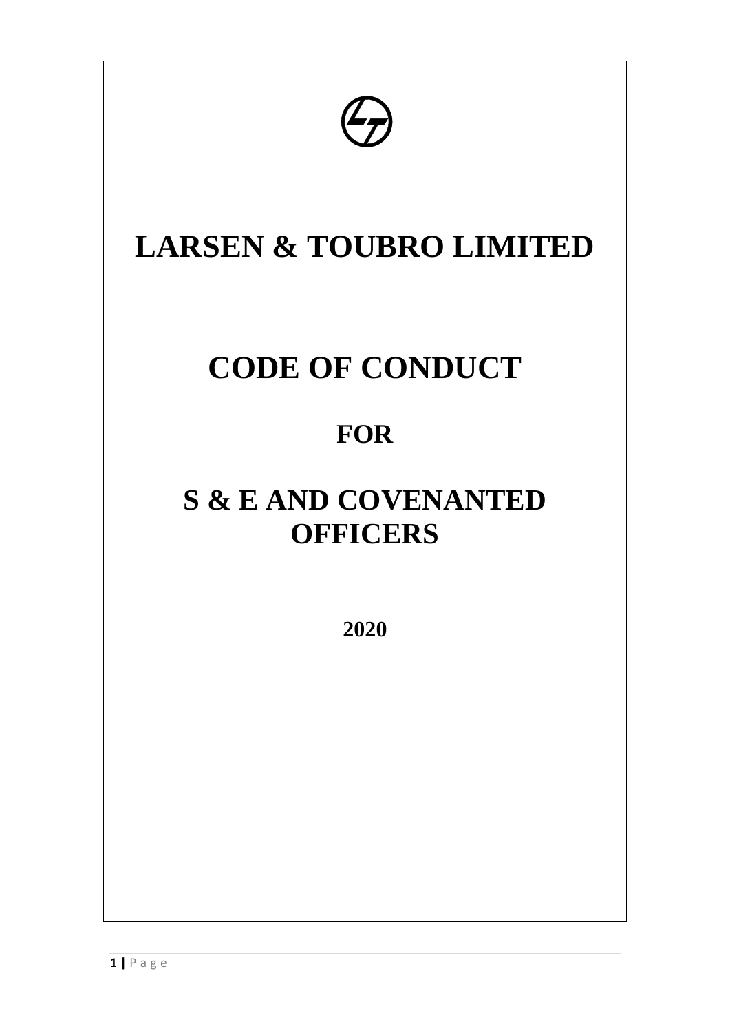# LARSEN & TOUBRO LIMITED

# CODE OF CONDUCT

## FOR

# S & E AND COVENANTED OFFICERS

**2020**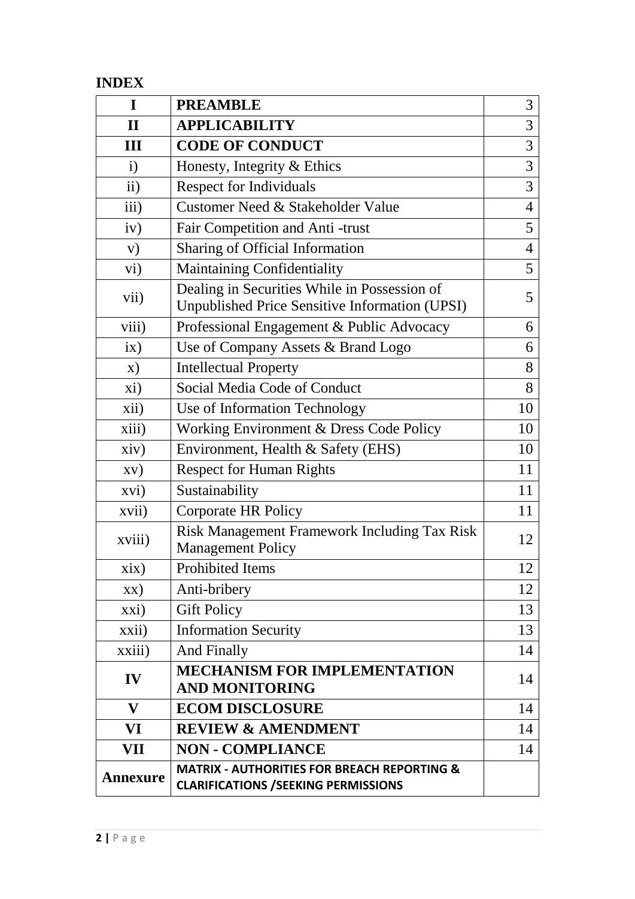## INDEX

| | | |
|---|---|---|
| **I** | **PREAMBLE** | 3 |
| **II** | **APPLICABILITY** | 3 |
| **III** | **CODE OF CONDUCT** | 3 |
| i) | Honesty, Integrity & Ethics | 3 |
| ii) | Respect for Individuals | 3 |
| iii) | Customer Need & Stakeholder Value | 4 |
| iv) | Fair Competition and Anti -trust | 5 |
| v) | Sharing of Official Information | 4 |
| vi) | Maintaining Confidentiality | 5 |
| vii) | Dealing in Securities While in Possession of Unpublished Price Sensitive Information (UPSI) | 5 |
| viii) | Professional Engagement & Public Advocacy | 6 |
| ix) | Use of Company Assets & Brand Logo | 6 |
| x) | Intellectual Property | 8 |
| xi) | Social Media Code of Conduct | 8 |
| xii) | Use of Information Technology | 10 |
| xiii) | Working Environment & Dress Code Policy | 10 |
| xiv) | Environment, Health & Safety (EHS) | 10 |
| xv) | Respect for Human Rights | 11 |
| xvi) | Sustainability | 11 |
| xvii) | Corporate HR Policy | 11 |
| xviii) | Risk Management Framework Including Tax Risk Management Policy | 12 |
| xix) | Prohibited Items | 12 |
| xx) | Anti-bribery | 12 |
| xxi) | Gift Policy | 13 |
| xxii) | Information Security | 13 |
| xxiii) | And Finally | 14 |
| **IV** | **MECHANISM FOR IMPLEMENTATION AND MONITORING** | 14 |
| **V** | **ECOM DISCLOSURE** | 14 |
| **VI** | **REVIEW & AMENDMENT** | 14 |
| **VII** | **NON - COMPLIANCE** | 14 |
| **Annexure** | **MATRIX - AUTHORITIES FOR BREACH REPORTING & CLARIFICATIONS /SEEKING PERMISSIONS** | |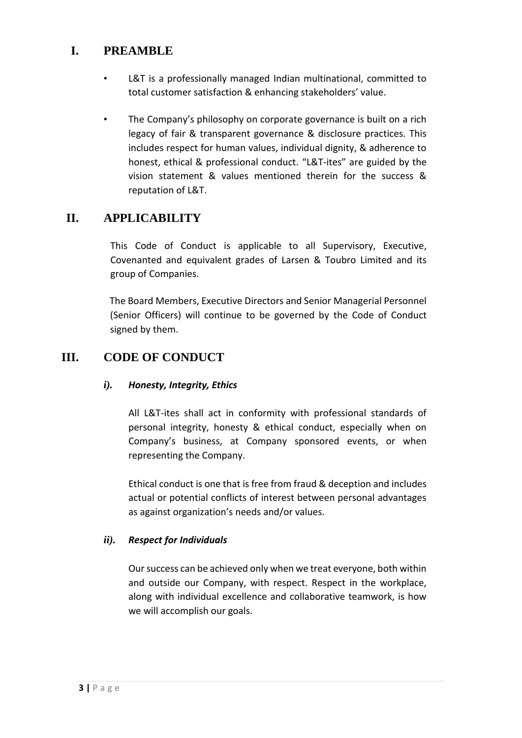## I. PREAMBLE

- L&T is a professionally managed Indian multinational, committed to total customer satisfaction & enhancing stakeholders' value.
- The Company's philosophy on corporate governance is built on a rich legacy of fair & transparent governance & disclosure practices. This includes respect for human values, individual dignity, & adherence to honest, ethical & professional conduct. "L&T-ites" are guided by the vision statement & values mentioned therein for the success & reputation of L&T.

## II. APPLICABILITY

This Code of Conduct is applicable to all Supervisory, Executive, Covenanted and equivalent grades of Larsen & Toubro Limited and its group of Companies.

The Board Members, Executive Directors and Senior Managerial Personnel (Senior Officers) will continue to be governed by the Code of Conduct signed by them.

## III. CODE OF CONDUCT

### *i). Honesty, Integrity, Ethics*

All L&T-ites shall act in conformity with professional standards of personal integrity, honesty & ethical conduct, especially when on Company's business, at Company sponsored events, or when representing the Company.

Ethical conduct is one that is free from fraud & deception and includes actual or potential conflicts of interest between personal advantages as against organization's needs and/or values.

### *ii). Respect for Individuals*

Our success can be achieved only when we treat everyone, both within and outside our Company, with respect. Respect in the workplace, along with individual excellence and collaborative teamwork, is how we will accomplish our goals.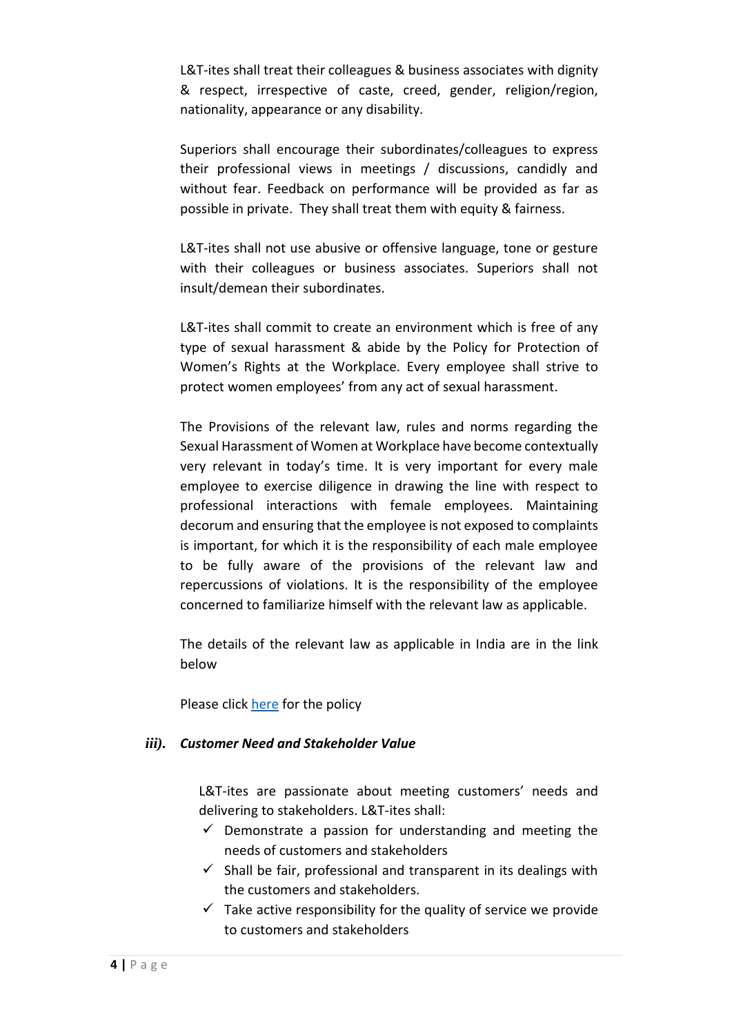L&T-ites shall treat their colleagues & business associates with dignity & respect, irrespective of caste, creed, gender, religion/region, nationality, appearance or any disability.

Superiors shall encourage their subordinates/colleagues to express their professional views in meetings / discussions, candidly and without fear. Feedback on performance will be provided as far as possible in private. They shall treat them with equity & fairness.

L&T-ites shall not use abusive or offensive language, tone or gesture with their colleagues or business associates. Superiors shall not insult/demean their subordinates.

L&T-ites shall commit to create an environment which is free of any type of sexual harassment & abide by the Policy for Protection of Women's Rights at the Workplace. Every employee shall strive to protect women employees' from any act of sexual harassment.

The Provisions of the relevant law, rules and norms regarding the Sexual Harassment of Women at Workplace have become contextually very relevant in today's time. It is very important for every male employee to exercise diligence in drawing the line with respect to professional interactions with female employees. Maintaining decorum and ensuring that the employee is not exposed to complaints is important, for which it is the responsibility of each male employee to be fully aware of the provisions of the relevant law and repercussions of violations. It is the responsibility of the employee concerned to familiarize himself with the relevant law as applicable.

The details of the relevant law as applicable in India are in the link below

Please click here for the policy

### *iii). Customer Need and Stakeholder Value*

L&T-ites are passionate about meeting customers' needs and delivering to stakeholders. L&T-ites shall:

- ✓ Demonstrate a passion for understanding and meeting the needs of customers and stakeholders
- ✓ Shall be fair, professional and transparent in its dealings with the customers and stakeholders.
- ✓ Take active responsibility for the quality of service we provide to customers and stakeholders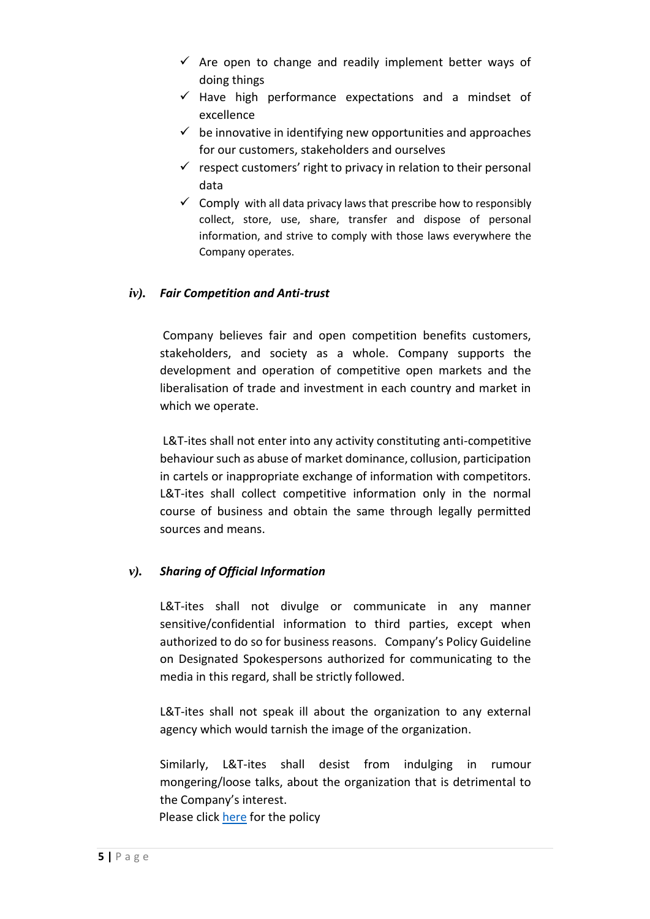- ✓ Are open to change and readily implement better ways of doing things
- ✓ Have high performance expectations and a mindset of excellence
- ✓ be innovative in identifying new opportunities and approaches for our customers, stakeholders and ourselves
- ✓ respect customers' right to privacy in relation to their personal data
- ✓ Comply with all data privacy laws that prescribe how to responsibly collect, store, use, share, transfer and dispose of personal information, and strive to comply with those laws everywhere the Company operates.

### *iv). Fair Competition and Anti-trust*

Company believes fair and open competition benefits customers, stakeholders, and society as a whole. Company supports the development and operation of competitive open markets and the liberalisation of trade and investment in each country and market in which we operate.

L&T-ites shall not enter into any activity constituting anti-competitive behaviour such as abuse of market dominance, collusion, participation in cartels or inappropriate exchange of information with competitors. L&T-ites shall collect competitive information only in the normal course of business and obtain the same through legally permitted sources and means.

### *v). Sharing of Official Information*

L&T-ites shall not divulge or communicate in any manner sensitive/confidential information to third parties, except when authorized to do so for business reasons. Company's Policy Guideline on Designated Spokespersons authorized for communicating to the media in this regard, shall be strictly followed.

L&T-ites shall not speak ill about the organization to any external agency which would tarnish the image of the organization.

Similarly, L&T-ites shall desist from indulging in rumour mongering/loose talks, about the organization that is detrimental to the Company's interest.
Please click here for the policy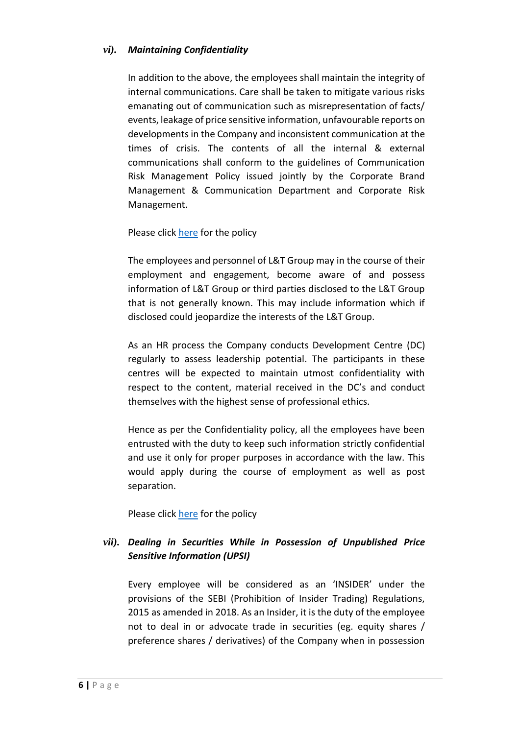### *vi). Maintaining Confidentiality*

In addition to the above, the employees shall maintain the integrity of internal communications. Care shall be taken to mitigate various risks emanating out of communication such as misrepresentation of facts/ events, leakage of price sensitive information, unfavourable reports on developments in the Company and inconsistent communication at the times of crisis. The contents of all the internal & external communications shall conform to the guidelines of Communication Risk Management Policy issued jointly by the Corporate Brand Management & Communication Department and Corporate Risk Management.

Please click here for the policy

The employees and personnel of L&T Group may in the course of their employment and engagement, become aware of and possess information of L&T Group or third parties disclosed to the L&T Group that is not generally known. This may include information which if disclosed could jeopardize the interests of the L&T Group.

As an HR process the Company conducts Development Centre (DC) regularly to assess leadership potential. The participants in these centres will be expected to maintain utmost confidentiality with respect to the content, material received in the DC's and conduct themselves with the highest sense of professional ethics.

Hence as per the Confidentiality policy, all the employees have been entrusted with the duty to keep such information strictly confidential and use it only for proper purposes in accordance with the law. This would apply during the course of employment as well as post separation.

Please click here for the policy

### *vii). Dealing in Securities While in Possession of Unpublished Price Sensitive Information (UPSI)*

Every employee will be considered as an 'INSIDER' under the provisions of the SEBI (Prohibition of Insider Trading) Regulations, 2015 as amended in 2018. As an Insider, it is the duty of the employee not to deal in or advocate trade in securities (eg. equity shares / preference shares / derivatives) of the Company when in possession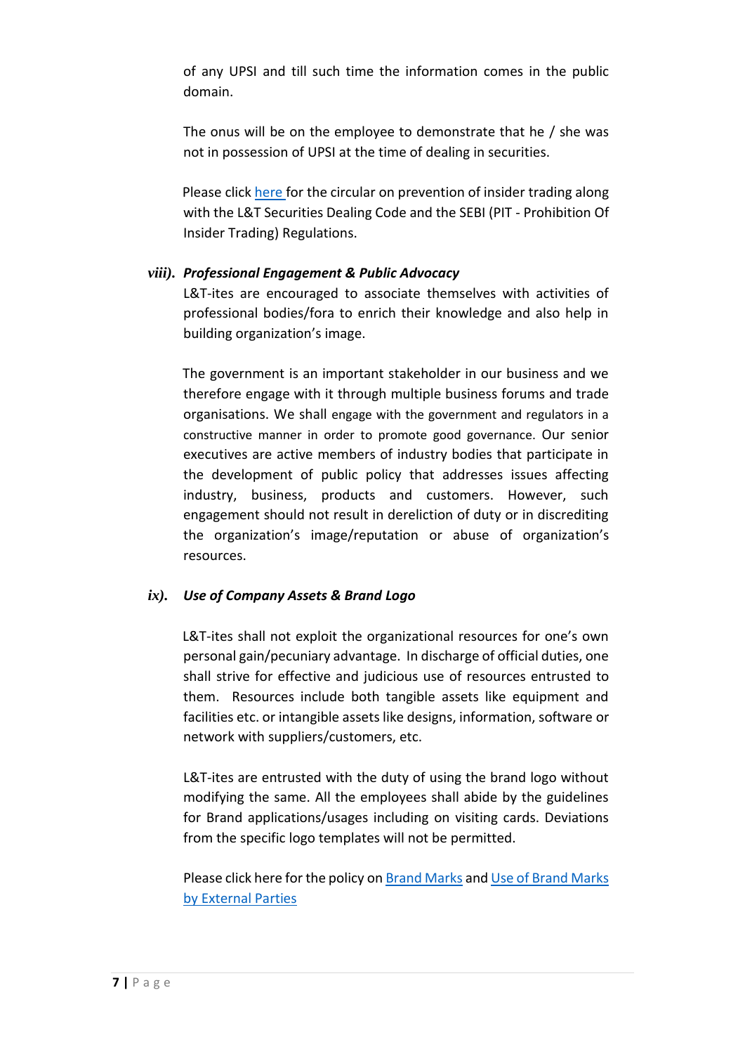of any UPSI and till such time the information comes in the public domain.

The onus will be on the employee to demonstrate that he / she was not in possession of UPSI at the time of dealing in securities.

Please click here for the circular on prevention of insider trading along with the L&T Securities Dealing Code and the SEBI (PIT - Prohibition Of Insider Trading) Regulations.

### *viii). Professional Engagement & Public Advocacy*

L&T-ites are encouraged to associate themselves with activities of professional bodies/fora to enrich their knowledge and also help in building organization's image.

The government is an important stakeholder in our business and we therefore engage with it through multiple business forums and trade organisations. We shall engage with the government and regulators in a constructive manner in order to promote good governance. Our senior executives are active members of industry bodies that participate in the development of public policy that addresses issues affecting industry, business, products and customers. However, such engagement should not result in dereliction of duty or in discrediting the organization's image/reputation or abuse of organization's resources.

### *ix). Use of Company Assets & Brand Logo*

L&T-ites shall not exploit the organizational resources for one's own personal gain/pecuniary advantage. In discharge of official duties, one shall strive for effective and judicious use of resources entrusted to them. Resources include both tangible assets like equipment and facilities etc. or intangible assets like designs, information, software or network with suppliers/customers, etc.

L&T-ites are entrusted with the duty of using the brand logo without modifying the same. All the employees shall abide by the guidelines for Brand applications/usages including on visiting cards. Deviations from the specific logo templates will not be permitted.

Please click here for the policy on Brand Marks and Use of Brand Marks by External Parties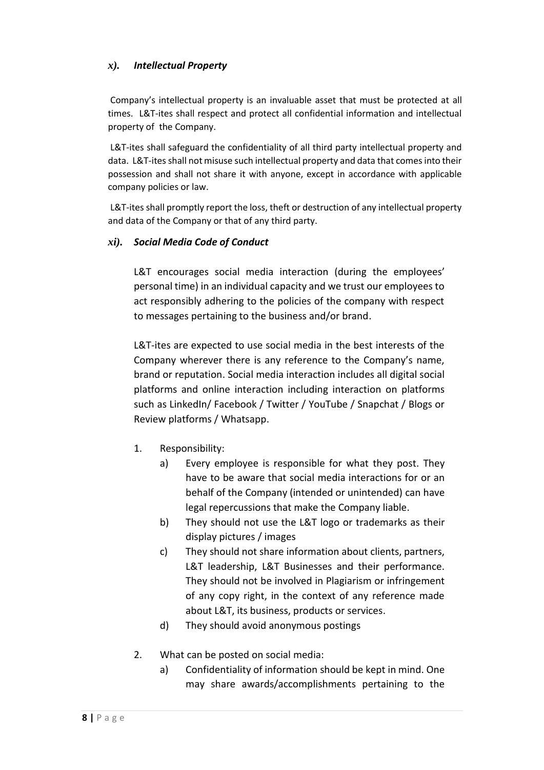### *x). Intellectual Property*

Company's intellectual property is an invaluable asset that must be protected at all times. L&T-ites shall respect and protect all confidential information and intellectual property of the Company.

L&T-ites shall safeguard the confidentiality of all third party intellectual property and data. L&T-ites shall not misuse such intellectual property and data that comes into their possession and shall not share it with anyone, except in accordance with applicable company policies or law.

L&T-ites shall promptly report the loss, theft or destruction of any intellectual property and data of the Company or that of any third party.

### *xi). Social Media Code of Conduct*

L&T encourages social media interaction (during the employees' personal time) in an individual capacity and we trust our employees to act responsibly adhering to the policies of the company with respect to messages pertaining to the business and/or brand.

L&T-ites are expected to use social media in the best interests of the Company wherever there is any reference to the Company's name, brand or reputation. Social media interaction includes all digital social platforms and online interaction including interaction on platforms such as LinkedIn/ Facebook / Twitter / YouTube / Snapchat / Blogs or Review platforms / Whatsapp.

1. Responsibility:
   a) Every employee is responsible for what they post. They have to be aware that social media interactions for or an behalf of the Company (intended or unintended) can have legal repercussions that make the Company liable.
   b) They should not use the L&T logo or trademarks as their display pictures / images
   c) They should not share information about clients, partners, L&T leadership, L&T Businesses and their performance. They should not be involved in Plagiarism or infringement of any copy right, in the context of any reference made about L&T, its business, products or services.
   d) They should avoid anonymous postings

2. What can be posted on social media:
   a) Confidentiality of information should be kept in mind. One may share awards/accomplishments pertaining to the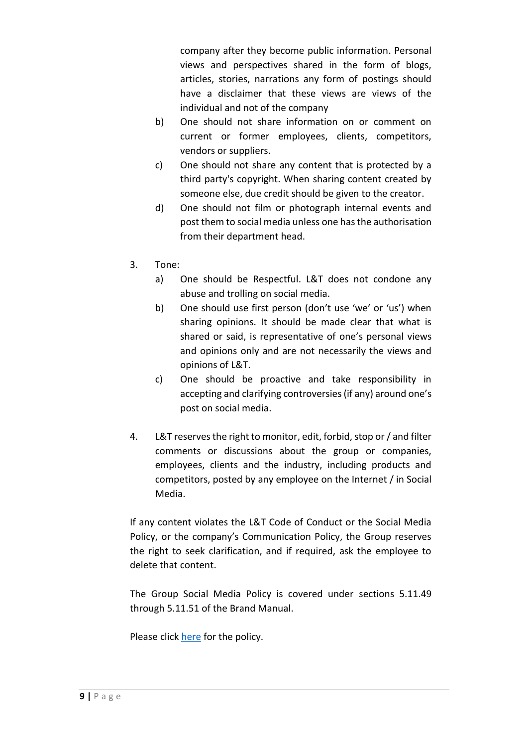company after they become public information. Personal views and perspectives shared in the form of blogs, articles, stories, narrations any form of postings should have a disclaimer that these views are views of the individual and not of the company

b) One should not share information on or comment on current or former employees, clients, competitors, vendors or suppliers.

c) One should not share any content that is protected by a third party's copyright. When sharing content created by someone else, due credit should be given to the creator.

d) One should not film or photograph internal events and post them to social media unless one has the authorisation from their department head.

3. Tone:

   a) One should be Respectful. L&T does not condone any abuse and trolling on social media.

   b) One should use first person (don't use 'we' or 'us') when sharing opinions. It should be made clear that what is shared or said, is representative of one's personal views and opinions only and are not necessarily the views and opinions of L&T.

   c) One should be proactive and take responsibility in accepting and clarifying controversies (if any) around one's post on social media.

4. L&T reserves the right to monitor, edit, forbid, stop or / and filter comments or discussions about the group or companies, employees, clients and the industry, including products and competitors, posted by any employee on the Internet / in Social Media.

If any content violates the L&T Code of Conduct or the Social Media Policy, or the company's Communication Policy, the Group reserves the right to seek clarification, and if required, ask the employee to delete that content.

The Group Social Media Policy is covered under sections 5.11.49 through 5.11.51 of the Brand Manual.

Please click here for the policy.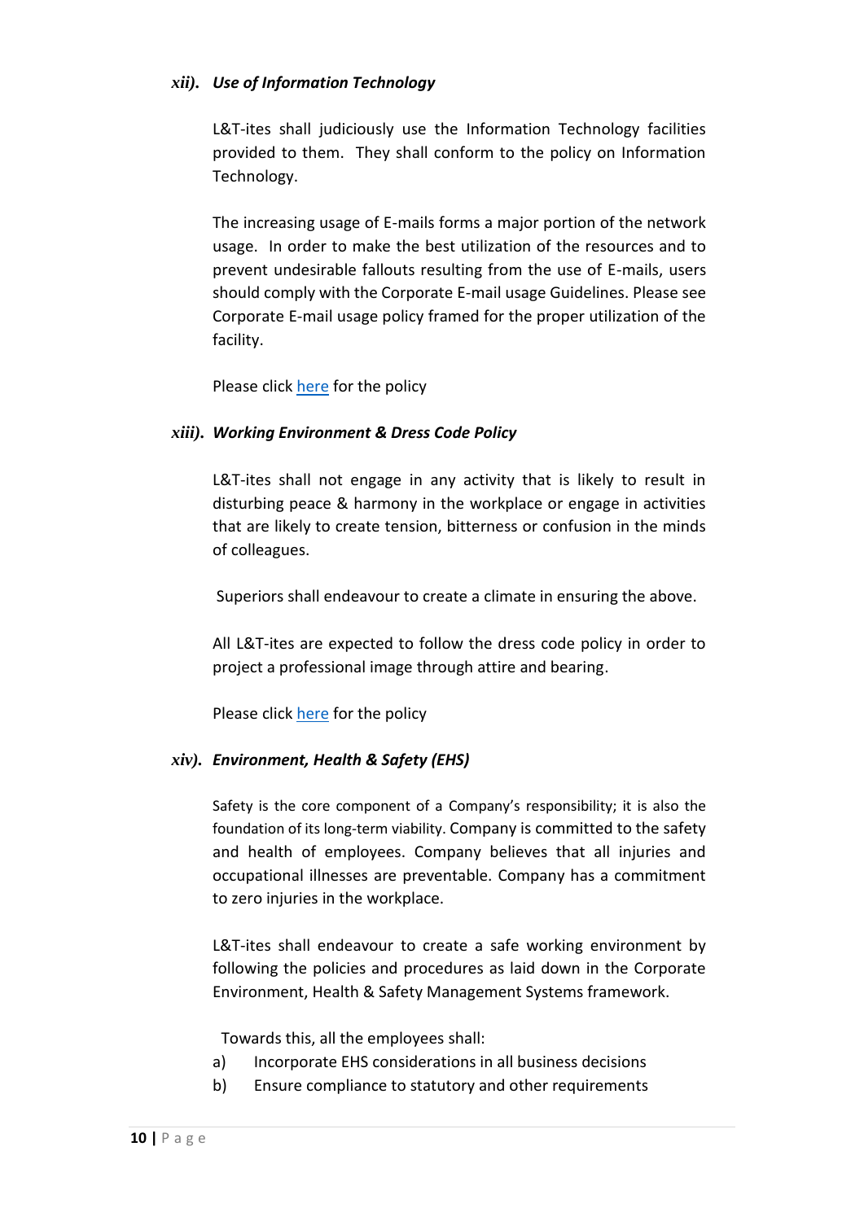### ***xii). Use of Information Technology***

L&T-ites shall judiciously use the Information Technology facilities provided to them. They shall conform to the policy on Information Technology.

The increasing usage of E-mails forms a major portion of the network usage. In order to make the best utilization of the resources and to prevent undesirable fallouts resulting from the use of E-mails, users should comply with the Corporate E-mail usage Guidelines. Please see Corporate E-mail usage policy framed for the proper utilization of the facility.

Please click here for the policy

### ***xiii). Working Environment & Dress Code Policy***

L&T-ites shall not engage in any activity that is likely to result in disturbing peace & harmony in the workplace or engage in activities that are likely to create tension, bitterness or confusion in the minds of colleagues.

Superiors shall endeavour to create a climate in ensuring the above.

All L&T-ites are expected to follow the dress code policy in order to project a professional image through attire and bearing.

Please click here for the policy

### ***xiv). Environment, Health & Safety (EHS)***

Safety is the core component of a Company's responsibility; it is also the foundation of its long-term viability. Company is committed to the safety and health of employees. Company believes that all injuries and occupational illnesses are preventable. Company has a commitment to zero injuries in the workplace.

L&T-ites shall endeavour to create a safe working environment by following the policies and procedures as laid down in the Corporate Environment, Health & Safety Management Systems framework.

Towards this, all the employees shall:

a) Incorporate EHS considerations in all business decisions
b) Ensure compliance to statutory and other requirements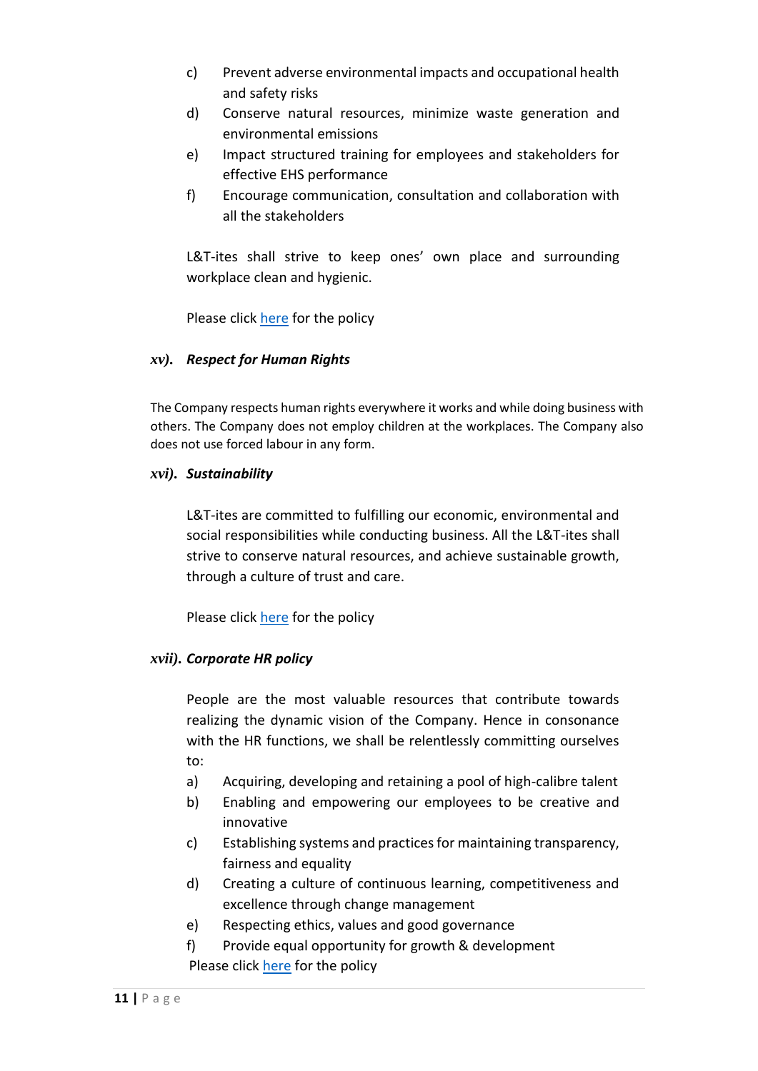c) Prevent adverse environmental impacts and occupational health and safety risks
d) Conserve natural resources, minimize waste generation and environmental emissions
e) Impact structured training for employees and stakeholders for effective EHS performance
f) Encourage communication, consultation and collaboration with all the stakeholders

L&T-ites shall strive to keep ones' own place and surrounding workplace clean and hygienic.

Please click here for the policy

### *xv). Respect for Human Rights*

The Company respects human rights everywhere it works and while doing business with others. The Company does not employ children at the workplaces. The Company also does not use forced labour in any form.

### *xvi). Sustainability*

L&T-ites are committed to fulfilling our economic, environmental and social responsibilities while conducting business. All the L&T-ites shall strive to conserve natural resources, and achieve sustainable growth, through a culture of trust and care.

Please click here for the policy

### *xvii). Corporate HR policy*

People are the most valuable resources that contribute towards realizing the dynamic vision of the Company. Hence in consonance with the HR functions, we shall be relentlessly committing ourselves to:

a) Acquiring, developing and retaining a pool of high-calibre talent
b) Enabling and empowering our employees to be creative and innovative
c) Establishing systems and practices for maintaining transparency, fairness and equality
d) Creating a culture of continuous learning, competitiveness and excellence through change management
e) Respecting ethics, values and good governance
f) Provide equal opportunity for growth & development

Please click here for the policy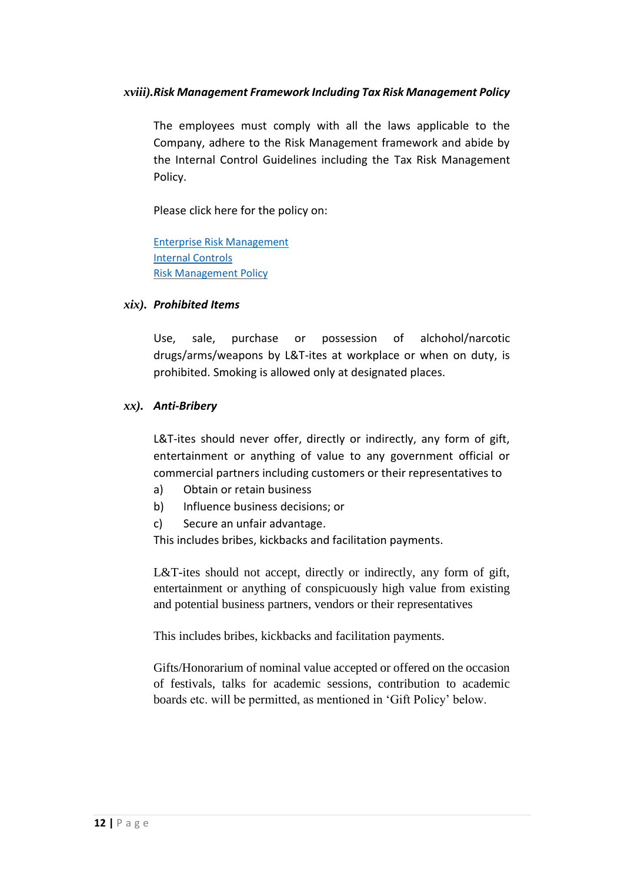### *xviii). Risk Management Framework Including Tax Risk Management Policy*

The employees must comply with all the laws applicable to the Company, adhere to the Risk Management framework and abide by the Internal Control Guidelines including the Tax Risk Management Policy.

Please click here for the policy on:

Enterprise Risk Management
Internal Controls
Risk Management Policy

### *xix). Prohibited Items*

Use, sale, purchase or possession of alchohol/narcotic drugs/arms/weapons by L&T-ites at workplace or when on duty, is prohibited. Smoking is allowed only at designated places.

### *xx). Anti-Bribery*

L&T-ites should never offer, directly or indirectly, any form of gift, entertainment or anything of value to any government official or commercial partners including customers or their representatives to

a) Obtain or retain business
b) Influence business decisions; or
c) Secure an unfair advantage.

This includes bribes, kickbacks and facilitation payments.

L&T-ites should not accept, directly or indirectly, any form of gift, entertainment or anything of conspicuously high value from existing and potential business partners, vendors or their representatives

This includes bribes, kickbacks and facilitation payments.

Gifts/Honorarium of nominal value accepted or offered on the occasion of festivals, talks for academic sessions, contribution to academic boards etc. will be permitted, as mentioned in 'Gift Policy' below.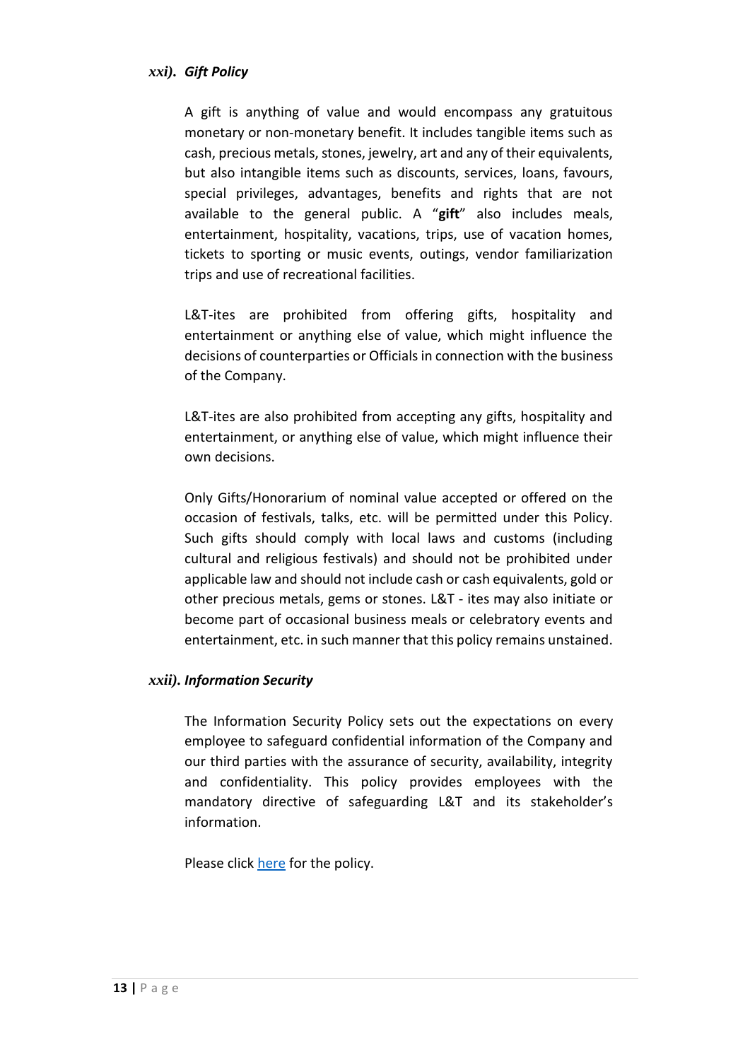### *xxi). Gift Policy*

A gift is anything of value and would encompass any gratuitous monetary or non-monetary benefit. It includes tangible items such as cash, precious metals, stones, jewelry, art and any of their equivalents, but also intangible items such as discounts, services, loans, favours, special privileges, advantages, benefits and rights that are not available to the general public. A "**gift**" also includes meals, entertainment, hospitality, vacations, trips, use of vacation homes, tickets to sporting or music events, outings, vendor familiarization trips and use of recreational facilities.

L&T-ites are prohibited from offering gifts, hospitality and entertainment or anything else of value, which might influence the decisions of counterparties or Officials in connection with the business of the Company.

L&T-ites are also prohibited from accepting any gifts, hospitality and entertainment, or anything else of value, which might influence their own decisions.

Only Gifts/Honorarium of nominal value accepted or offered on the occasion of festivals, talks, etc. will be permitted under this Policy. Such gifts should comply with local laws and customs (including cultural and religious festivals) and should not be prohibited under applicable law and should not include cash or cash equivalents, gold or other precious metals, gems or stones. L&T - ites may also initiate or become part of occasional business meals or celebratory events and entertainment, etc. in such manner that this policy remains unstained.

### *xxii). Information Security*

The Information Security Policy sets out the expectations on every employee to safeguard confidential information of the Company and our third parties with the assurance of security, availability, integrity and confidentiality. This policy provides employees with the mandatory directive of safeguarding L&T and its stakeholder's information.

Please click here for the policy.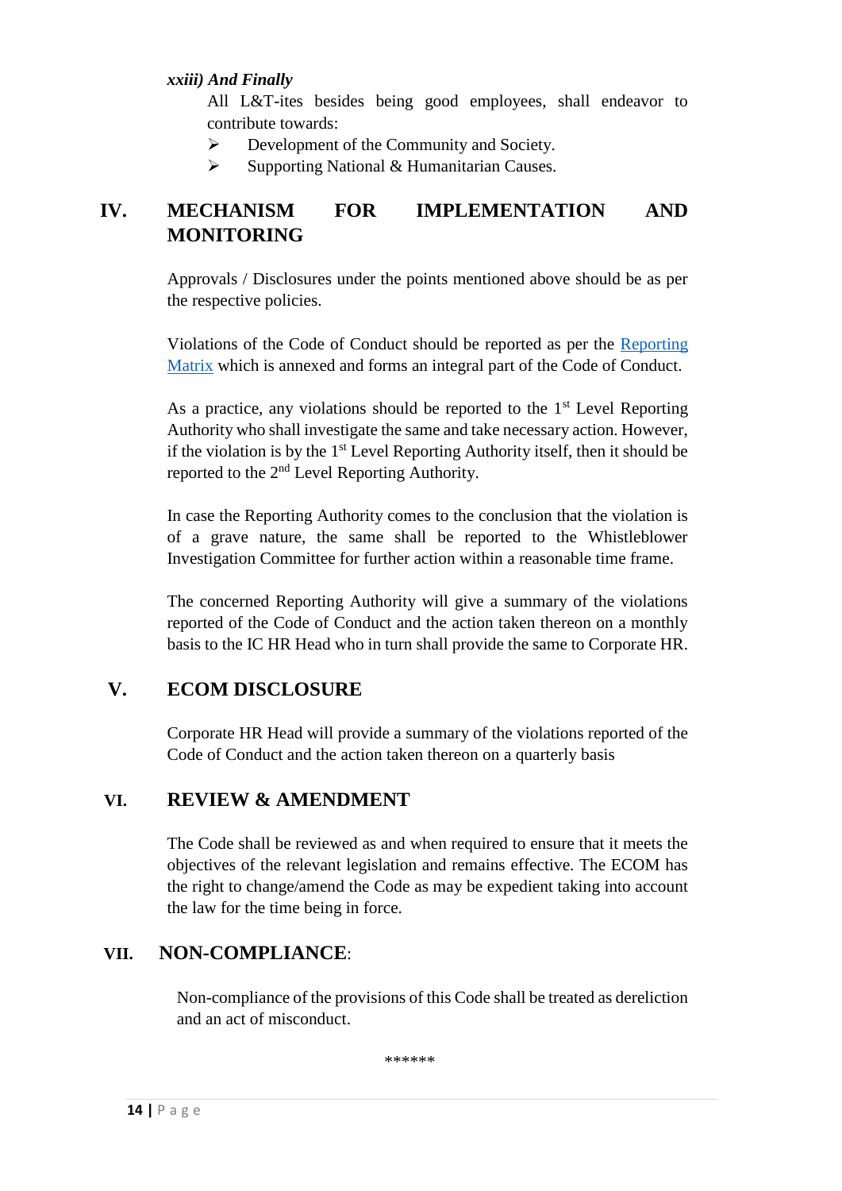***xxiii) And Finally***

All L&T-ites besides being good employees, shall endeavor to contribute towards:

- Development of the Community and Society.
- Supporting National & Humanitarian Causes.

## IV. MECHANISM FOR IMPLEMENTATION AND MONITORING

Approvals / Disclosures under the points mentioned above should be as per the respective policies.

Violations of the Code of Conduct should be reported as per the Reporting Matrix which is annexed and forms an integral part of the Code of Conduct.

As a practice, any violations should be reported to the 1st Level Reporting Authority who shall investigate the same and take necessary action. However, if the violation is by the 1st Level Reporting Authority itself, then it should be reported to the 2nd Level Reporting Authority.

In case the Reporting Authority comes to the conclusion that the violation is of a grave nature, the same shall be reported to the Whistleblower Investigation Committee for further action within a reasonable time frame.

The concerned Reporting Authority will give a summary of the violations reported of the Code of Conduct and the action taken thereon on a monthly basis to the IC HR Head who in turn shall provide the same to Corporate HR.

## V. ECOM DISCLOSURE

Corporate HR Head will provide a summary of the violations reported of the Code of Conduct and the action taken thereon on a quarterly basis

## VI. REVIEW & AMENDMENT

The Code shall be reviewed as and when required to ensure that it meets the objectives of the relevant legislation and remains effective. The ECOM has the right to change/amend the Code as may be expedient taking into account the law for the time being in force.

## VII. NON-COMPLIANCE:

Non-compliance of the provisions of this Code shall be treated as dereliction and an act of misconduct.

******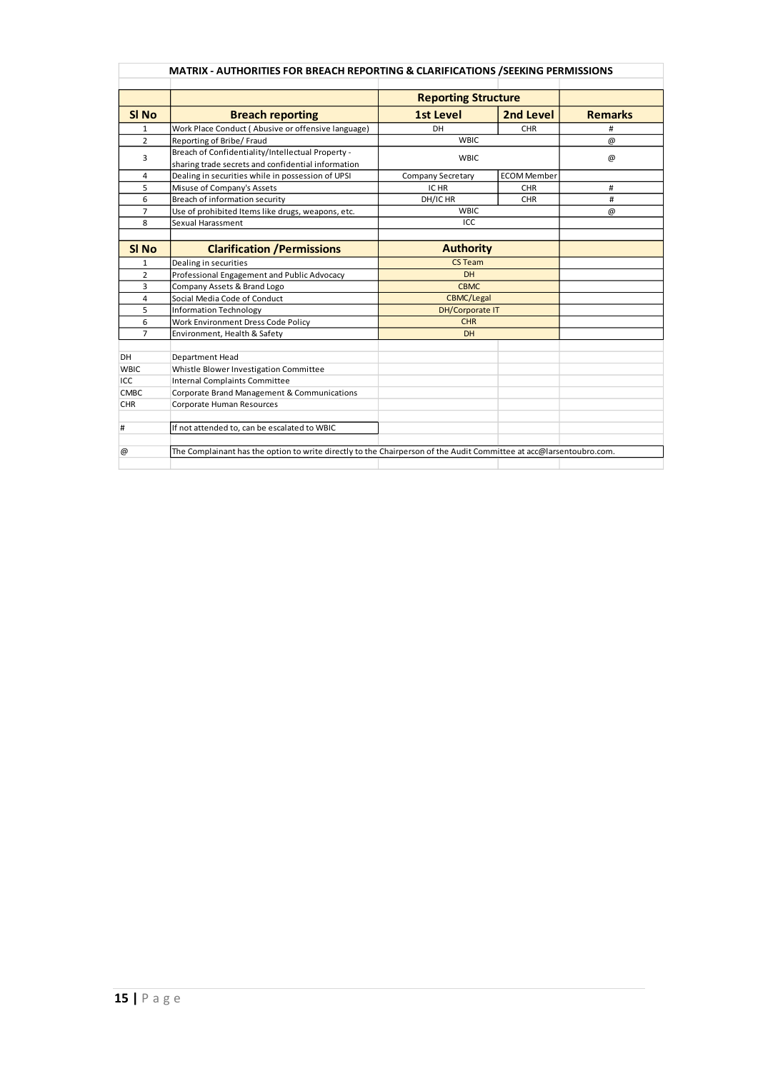## MATRIX - AUTHORITIES FOR BREACH REPORTING & CLARIFICATIONS /SEEKING PERMISSIONS

| | | Reporting Structure | | |
|---|---|---|---|---|
| **Sl No** | **Breach reporting** | **1st Level** | **2nd Level** | **Remarks** |
| 1 | Work Place Conduct ( Abusive or offensive language) | DH | CHR | # |
| 2 | Reporting of Bribe/ Fraud | WBIC | | @ |
| 3 | Breach of Confidentiality/Intellectual Property - sharing trade secrets and confidential information | WBIC | | @ |
| 4 | Dealing in securities while in possession of UPSI | Company Secretary | ECOM Member | |
| 5 | Misuse of Company's Assets | IC HR | CHR | # |
| 6 | Breach of information security | DH/IC HR | CHR | # |
| 7 | Use of prohibited Items like drugs, weapons, etc. | WBIC | | @ |
| 8 | Sexual Harassment | ICC | | |

| **Sl No** | **Clarification /Permissions** | **Authority** |
|---|---|---|
| 1 | Dealing in securities | CS Team |
| 2 | Professional Engagement and Public Advocacy | DH |
| 3 | Company Assets & Brand Logo | CBMC |
| 4 | Social Media Code of Conduct | CBMC/Legal |
| 5 | Information Technology | DH/Corporate IT |
| 6 | Work Environment Dress Code Policy | CHR |
| 7 | Environment, Health & Safety | DH |

DH — Department Head

WBIC — Whistle Blower Investigation Committee

ICC — Internal Complaints Committee

CMBC — Corporate Brand Management & Communications

CHR — Corporate Human Resources

# — If not attended to, can be escalated to WBIC

@ — The Complainant has the option to write directly to the Chairperson of the Audit Committee at acc@larsentoubro.com.